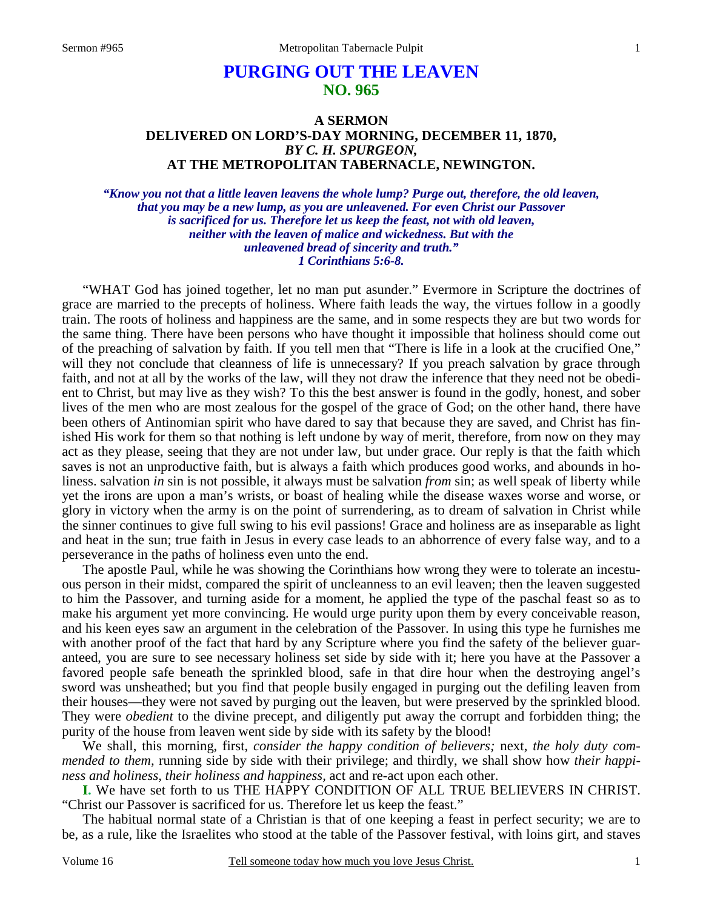# PURGING OUT THE LEAVEN
## NO. 965

### A SERMON
### DELIVERED ON LORD'S-DAY MORNING, DECEMBER 11, 1870,
### *BY C. H. SPURGEON,*
### AT THE METROPOLITAN TABERNACLE, NEWINGTON.

***"Know you not that a little leaven leavens the whole lump? Purge out, therefore, the old leaven, that you may be a new lump, as you are unleavened. For even Christ our Passover is sacrificed for us. Therefore let us keep the feast, not with old leaven, neither with the leaven of malice and wickedness. But with the unleavened bread of sincerity and truth." 1 Corinthians 5:6-8.***

"WHAT God has joined together, let no man put asunder." Evermore in Scripture the doctrines of grace are married to the precepts of holiness. Where faith leads the way, the virtues follow in a goodly train. The roots of holiness and happiness are the same, and in some respects they are but two words for the same thing. There have been persons who have thought it impossible that holiness should come out of the preaching of salvation by faith. If you tell men that "There is life in a look at the crucified One," will they not conclude that cleanness of life is unnecessary? If you preach salvation by grace through faith, and not at all by the works of the law, will they not draw the inference that they need not be obedient to Christ, but may live as they wish? To this the best answer is found in the godly, honest, and sober lives of the men who are most zealous for the gospel of the grace of God; on the other hand, there have been others of Antinomian spirit who have dared to say that because they are saved, and Christ has finished His work for them so that nothing is left undone by way of merit, therefore, from now on they may act as they please, seeing that they are not under law, but under grace. Our reply is that the faith which saves is not an unproductive faith, but is always a faith which produces good works, and abounds in holiness. salvation *in* sin is not possible, it always must be salvation *from* sin; as well speak of liberty while yet the irons are upon a man's wrists, or boast of healing while the disease waxes worse and worse, or glory in victory when the army is on the point of surrendering, as to dream of salvation in Christ while the sinner continues to give full swing to his evil passions! Grace and holiness are as inseparable as light and heat in the sun; true faith in Jesus in every case leads to an abhorrence of every false way, and to a perseverance in the paths of holiness even unto the end.

The apostle Paul, while he was showing the Corinthians how wrong they were to tolerate an incestuous person in their midst, compared the spirit of uncleanness to an evil leaven; then the leaven suggested to him the Passover, and turning aside for a moment, he applied the type of the paschal feast so as to make his argument yet more convincing. He would urge purity upon them by every conceivable reason, and his keen eyes saw an argument in the celebration of the Passover. In using this type he furnishes me with another proof of the fact that hard by any Scripture where you find the safety of the believer guaranteed, you are sure to see necessary holiness set side by side with it; here you have at the Passover a favored people safe beneath the sprinkled blood, safe in that dire hour when the destroying angel's sword was unsheathed; but you find that people busily engaged in purging out the defiling leaven from their houses—they were not saved by purging out the leaven, but were preserved by the sprinkled blood. They were *obedient* to the divine precept, and diligently put away the corrupt and forbidden thing; the purity of the house from leaven went side by side with its safety by the blood!

We shall, this morning, first, *consider the happy condition of believers;* next, *the holy duty commended to them,* running side by side with their privilege; and thirdly, we shall show how *their happiness and holiness, their holiness and happiness,* act and re-act upon each other.

**I.** We have set forth to us THE HAPPY CONDITION OF ALL TRUE BELIEVERS IN CHRIST. "Christ our Passover is sacrificed for us. Therefore let us keep the feast."

The habitual normal state of a Christian is that of one keeping a feast in perfect security; we are to be, as a rule, like the Israelites who stood at the table of the Passover festival, with loins girt, and staves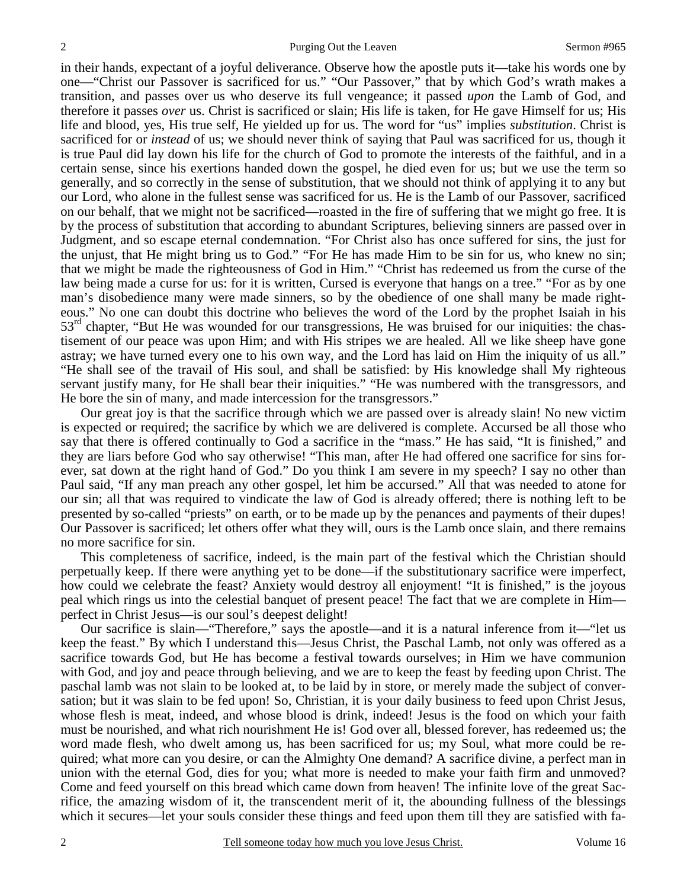in their hands, expectant of a joyful deliverance. Observe how the apostle puts it—take his words one by one—"Christ our Passover is sacrificed for us." "Our Passover," that by which God's wrath makes a transition, and passes over us who deserve its full vengeance; it passed *upon* the Lamb of God, and therefore it passes *over* us. Christ is sacrificed or slain; His life is taken, for He gave Himself for us; His life and blood, yes, His true self, He yielded up for us. The word for "us" implies *substitution*. Christ is sacrificed for or *instead* of us; we should never think of saying that Paul was sacrificed for us, though it is true Paul did lay down his life for the church of God to promote the interests of the faithful, and in a certain sense, since his exertions handed down the gospel, he died even for us; but we use the term so generally, and so correctly in the sense of substitution, that we should not think of applying it to any but our Lord, who alone in the fullest sense was sacrificed for us. He is the Lamb of our Passover, sacrificed on our behalf, that we might not be sacrificed—roasted in the fire of suffering that we might go free. It is by the process of substitution that according to abundant Scriptures, believing sinners are passed over in Judgment, and so escape eternal condemnation. "For Christ also has once suffered for sins, the just for the unjust, that He might bring us to God." "For He has made Him to be sin for us, who knew no sin; that we might be made the righteousness of God in Him." "Christ has redeemed us from the curse of the law being made a curse for us: for it is written, Cursed is everyone that hangs on a tree." "For as by one man's disobedience many were made sinners, so by the obedience of one shall many be made righteous." No one can doubt this doctrine who believes the word of the Lord by the prophet Isaiah in his 53rd chapter, "But He was wounded for our transgressions, He was bruised for our iniquities: the chastisement of our peace was upon Him; and with His stripes we are healed. All we like sheep have gone astray; we have turned every one to his own way, and the Lord has laid on Him the iniquity of us all." "He shall see of the travail of His soul, and shall be satisfied: by His knowledge shall My righteous servant justify many, for He shall bear their iniquities." "He was numbered with the transgressors, and He bore the sin of many, and made intercession for the transgressors."

Our great joy is that the sacrifice through which we are passed over is already slain! No new victim is expected or required; the sacrifice by which we are delivered is complete. Accursed be all those who say that there is offered continually to God a sacrifice in the "mass." He has said, "It is finished," and they are liars before God who say otherwise! "This man, after He had offered one sacrifice for sins forever, sat down at the right hand of God." Do you think I am severe in my speech? I say no other than Paul said, "If any man preach any other gospel, let him be accursed." All that was needed to atone for our sin; all that was required to vindicate the law of God is already offered; there is nothing left to be presented by so-called "priests" on earth, or to be made up by the penances and payments of their dupes! Our Passover is sacrificed; let others offer what they will, ours is the Lamb once slain, and there remains no more sacrifice for sin.

This completeness of sacrifice, indeed, is the main part of the festival which the Christian should perpetually keep. If there were anything yet to be done—if the substitutionary sacrifice were imperfect, how could we celebrate the feast? Anxiety would destroy all enjoyment! "It is finished," is the joyous peal which rings us into the celestial banquet of present peace! The fact that we are complete in Him—perfect in Christ Jesus—is our soul's deepest delight!

Our sacrifice is slain—"Therefore," says the apostle—and it is a natural inference from it—"let us keep the feast." By which I understand this—Jesus Christ, the Paschal Lamb, not only was offered as a sacrifice towards God, but He has become a festival towards ourselves; in Him we have communion with God, and joy and peace through believing, and we are to keep the feast by feeding upon Christ. The paschal lamb was not slain to be looked at, to be laid by in store, or merely made the subject of conversation; but it was slain to be fed upon! So, Christian, it is your daily business to feed upon Christ Jesus, whose flesh is meat, indeed, and whose blood is drink, indeed! Jesus is the food on which your faith must be nourished, and what rich nourishment He is! God over all, blessed forever, has redeemed us; the word made flesh, who dwelt among us, has been sacrificed for us; my Soul, what more could be required; what more can you desire, or can the Almighty One demand? A sacrifice divine, a perfect man in union with the eternal God, dies for you; what more is needed to make your faith firm and unmoved? Come and feed yourself on this bread which came down from heaven! The infinite love of the great Sacrifice, the amazing wisdom of it, the transcendent merit of it, the abounding fullness of the blessings which it secures—let your souls consider these things and feed upon them till they are satisfied with fa-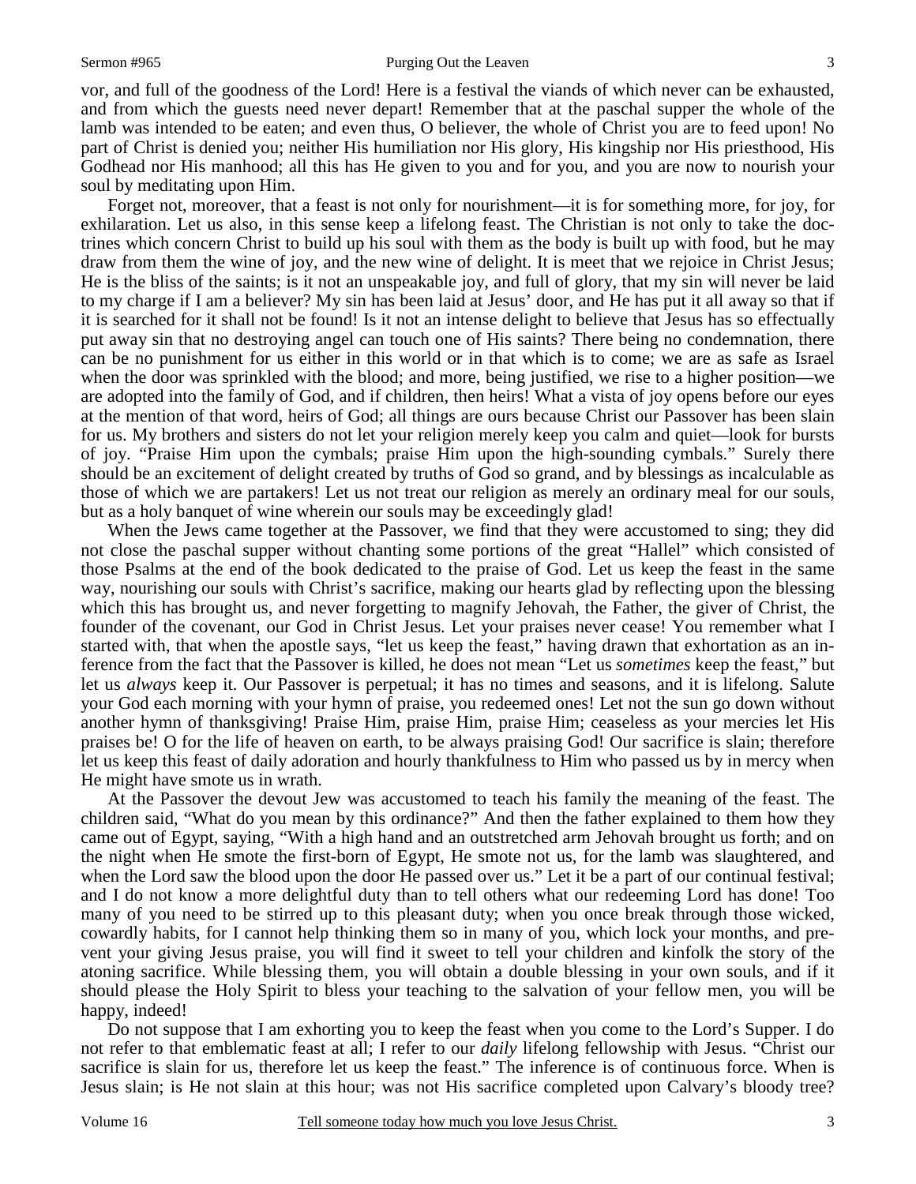vor, and full of the goodness of the Lord! Here is a festival the viands of which never can be exhausted, and from which the guests need never depart! Remember that at the paschal supper the whole of the lamb was intended to be eaten; and even thus, O believer, the whole of Christ you are to feed upon! No part of Christ is denied you; neither His humiliation nor His glory, His kingship nor His priesthood, His Godhead nor His manhood; all this has He given to you and for you, and you are now to nourish your soul by meditating upon Him.

Forget not, moreover, that a feast is not only for nourishment—it is for something more, for joy, for exhilaration. Let us also, in this sense keep a lifelong feast. The Christian is not only to take the doctrines which concern Christ to build up his soul with them as the body is built up with food, but he may draw from them the wine of joy, and the new wine of delight. It is meet that we rejoice in Christ Jesus; He is the bliss of the saints; is it not an unspeakable joy, and full of glory, that my sin will never be laid to my charge if I am a believer? My sin has been laid at Jesus' door, and He has put it all away so that if it is searched for it shall not be found! Is it not an intense delight to believe that Jesus has so effectually put away sin that no destroying angel can touch one of His saints? There being no condemnation, there can be no punishment for us either in this world or in that which is to come; we are as safe as Israel when the door was sprinkled with the blood; and more, being justified, we rise to a higher position—we are adopted into the family of God, and if children, then heirs! What a vista of joy opens before our eyes at the mention of that word, heirs of God; all things are ours because Christ our Passover has been slain for us. My brothers and sisters do not let your religion merely keep you calm and quiet—look for bursts of joy. "Praise Him upon the cymbals; praise Him upon the high-sounding cymbals." Surely there should be an excitement of delight created by truths of God so grand, and by blessings as incalculable as those of which we are partakers! Let us not treat our religion as merely an ordinary meal for our souls, but as a holy banquet of wine wherein our souls may be exceedingly glad!

When the Jews came together at the Passover, we find that they were accustomed to sing; they did not close the paschal supper without chanting some portions of the great "Hallel" which consisted of those Psalms at the end of the book dedicated to the praise of God. Let us keep the feast in the same way, nourishing our souls with Christ's sacrifice, making our hearts glad by reflecting upon the blessing which this has brought us, and never forgetting to magnify Jehovah, the Father, the giver of Christ, the founder of the covenant, our God in Christ Jesus. Let your praises never cease! You remember what I started with, that when the apostle says, "let us keep the feast," having drawn that exhortation as an inference from the fact that the Passover is killed, he does not mean "Let us *sometimes* keep the feast," but let us *always* keep it. Our Passover is perpetual; it has no times and seasons, and it is lifelong. Salute your God each morning with your hymn of praise, you redeemed ones! Let not the sun go down without another hymn of thanksgiving! Praise Him, praise Him, praise Him; ceaseless as your mercies let His praises be! O for the life of heaven on earth, to be always praising God! Our sacrifice is slain; therefore let us keep this feast of daily adoration and hourly thankfulness to Him who passed us by in mercy when He might have smote us in wrath.

At the Passover the devout Jew was accustomed to teach his family the meaning of the feast. The children said, "What do you mean by this ordinance?" And then the father explained to them how they came out of Egypt, saying, "With a high hand and an outstretched arm Jehovah brought us forth; and on the night when He smote the first-born of Egypt, He smote not us, for the lamb was slaughtered, and when the Lord saw the blood upon the door He passed over us." Let it be a part of our continual festival; and I do not know a more delightful duty than to tell others what our redeeming Lord has done! Too many of you need to be stirred up to this pleasant duty; when you once break through those wicked, cowardly habits, for I cannot help thinking them so in many of you, which lock your months, and prevent your giving Jesus praise, you will find it sweet to tell your children and kinfolk the story of the atoning sacrifice. While blessing them, you will obtain a double blessing in your own souls, and if it should please the Holy Spirit to bless your teaching to the salvation of your fellow men, you will be happy, indeed!

Do not suppose that I am exhorting you to keep the feast when you come to the Lord's Supper. I do not refer to that emblematic feast at all; I refer to our *daily* lifelong fellowship with Jesus. "Christ our sacrifice is slain for us, therefore let us keep the feast." The inference is of continuous force. When is Jesus slain; is He not slain at this hour; was not His sacrifice completed upon Calvary's bloody tree?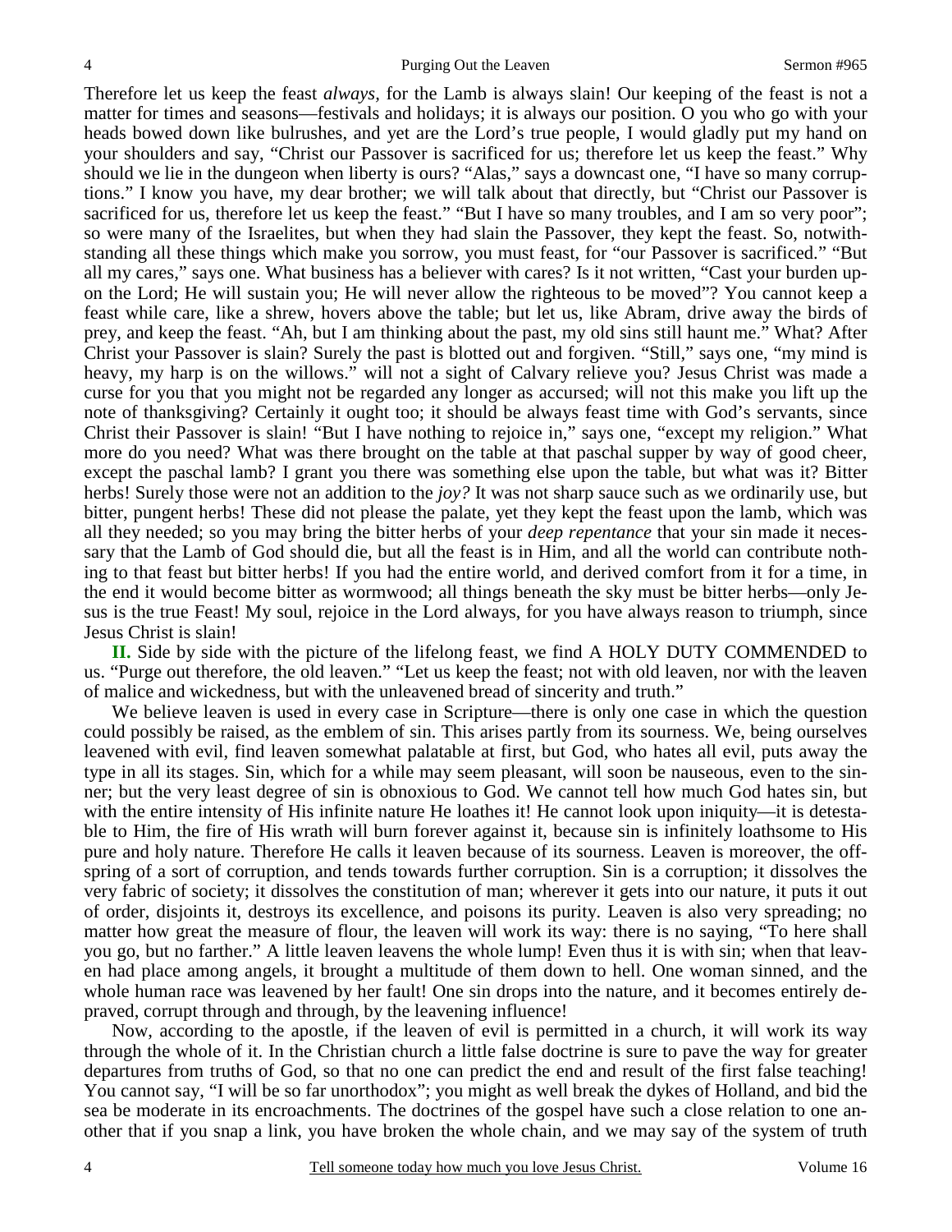Therefore let us keep the feast *always,* for the Lamb is always slain! Our keeping of the feast is not a matter for times and seasons—festivals and holidays; it is always our position. O you who go with your heads bowed down like bulrushes, and yet are the Lord's true people, I would gladly put my hand on your shoulders and say, "Christ our Passover is sacrificed for us; therefore let us keep the feast." Why should we lie in the dungeon when liberty is ours? "Alas," says a downcast one, "I have so many corruptions." I know you have, my dear brother; we will talk about that directly, but "Christ our Passover is sacrificed for us, therefore let us keep the feast." "But I have so many troubles, and I am so very poor"; so were many of the Israelites, but when they had slain the Passover, they kept the feast. So, notwithstanding all these things which make you sorrow, you must feast, for "our Passover is sacrificed." "But all my cares," says one. What business has a believer with cares? Is it not written, "Cast your burden upon the Lord; He will sustain you; He will never allow the righteous to be moved"? You cannot keep a feast while care, like a shrew, hovers above the table; but let us, like Abram, drive away the birds of prey, and keep the feast. "Ah, but I am thinking about the past, my old sins still haunt me." What? After Christ your Passover is slain? Surely the past is blotted out and forgiven. "Still," says one, "my mind is heavy, my harp is on the willows." will not a sight of Calvary relieve you? Jesus Christ was made a curse for you that you might not be regarded any longer as accursed; will not this make you lift up the note of thanksgiving? Certainly it ought too; it should be always feast time with God's servants, since Christ their Passover is slain! "But I have nothing to rejoice in," says one, "except my religion." What more do you need? What was there brought on the table at that paschal supper by way of good cheer, except the paschal lamb? I grant you there was something else upon the table, but what was it? Bitter herbs! Surely those were not an addition to the *joy?* It was not sharp sauce such as we ordinarily use, but bitter, pungent herbs! These did not please the palate, yet they kept the feast upon the lamb, which was all they needed; so you may bring the bitter herbs of your *deep repentance* that your sin made it necessary that the Lamb of God should die, but all the feast is in Him, and all the world can contribute nothing to that feast but bitter herbs! If you had the entire world, and derived comfort from it for a time, in the end it would become bitter as wormwood; all things beneath the sky must be bitter herbs—only Jesus is the true Feast! My soul, rejoice in the Lord always, for you have always reason to triumph, since Jesus Christ is slain!

**II.** Side by side with the picture of the lifelong feast, we find A HOLY DUTY COMMENDED to us. "Purge out therefore, the old leaven." "Let us keep the feast; not with old leaven, nor with the leaven of malice and wickedness, but with the unleavened bread of sincerity and truth."

We believe leaven is used in every case in Scripture—there is only one case in which the question could possibly be raised, as the emblem of sin. This arises partly from its sourness. We, being ourselves leavened with evil, find leaven somewhat palatable at first, but God, who hates all evil, puts away the type in all its stages. Sin, which for a while may seem pleasant, will soon be nauseous, even to the sinner; but the very least degree of sin is obnoxious to God. We cannot tell how much God hates sin, but with the entire intensity of His infinite nature He loathes it! He cannot look upon iniquity—it is detestable to Him, the fire of His wrath will burn forever against it, because sin is infinitely loathsome to His pure and holy nature. Therefore He calls it leaven because of its sourness. Leaven is moreover, the offspring of a sort of corruption, and tends towards further corruption. Sin is a corruption; it dissolves the very fabric of society; it dissolves the constitution of man; wherever it gets into our nature, it puts it out of order, disjoints it, destroys its excellence, and poisons its purity. Leaven is also very spreading; no matter how great the measure of flour, the leaven will work its way: there is no saying, "To here shall you go, but no farther." A little leaven leavens the whole lump! Even thus it is with sin; when that leaven had place among angels, it brought a multitude of them down to hell. One woman sinned, and the whole human race was leavened by her fault! One sin drops into the nature, and it becomes entirely depraved, corrupt through and through, by the leavening influence!

Now, according to the apostle, if the leaven of evil is permitted in a church, it will work its way through the whole of it. In the Christian church a little false doctrine is sure to pave the way for greater departures from truths of God, so that no one can predict the end and result of the first false teaching! You cannot say, "I will be so far unorthodox"; you might as well break the dykes of Holland, and bid the sea be moderate in its encroachments. The doctrines of the gospel have such a close relation to one another that if you snap a link, you have broken the whole chain, and we may say of the system of truth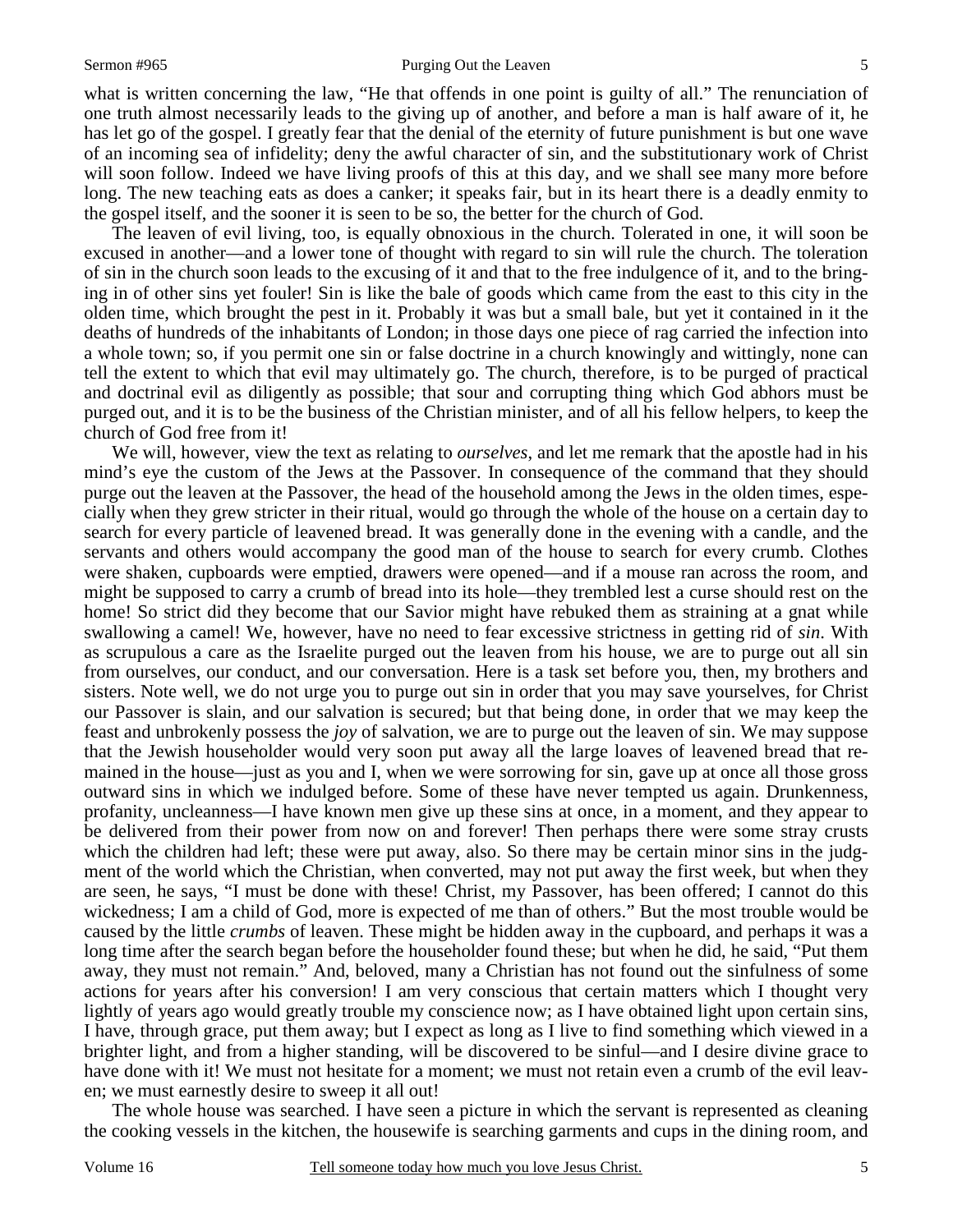what is written concerning the law, "He that offends in one point is guilty of all." The renunciation of one truth almost necessarily leads to the giving up of another, and before a man is half aware of it, he has let go of the gospel. I greatly fear that the denial of the eternity of future punishment is but one wave of an incoming sea of infidelity; deny the awful character of sin, and the substitutionary work of Christ will soon follow. Indeed we have living proofs of this at this day, and we shall see many more before long. The new teaching eats as does a canker; it speaks fair, but in its heart there is a deadly enmity to the gospel itself, and the sooner it is seen to be so, the better for the church of God.

The leaven of evil living, too, is equally obnoxious in the church. Tolerated in one, it will soon be excused in another—and a lower tone of thought with regard to sin will rule the church. The toleration of sin in the church soon leads to the excusing of it and that to the free indulgence of it, and to the bringing in of other sins yet fouler! Sin is like the bale of goods which came from the east to this city in the olden time, which brought the pest in it. Probably it was but a small bale, but yet it contained in it the deaths of hundreds of the inhabitants of London; in those days one piece of rag carried the infection into a whole town; so, if you permit one sin or false doctrine in a church knowingly and wittingly, none can tell the extent to which that evil may ultimately go. The church, therefore, is to be purged of practical and doctrinal evil as diligently as possible; that sour and corrupting thing which God abhors must be purged out, and it is to be the business of the Christian minister, and of all his fellow helpers, to keep the church of God free from it!

We will, however, view the text as relating to *ourselves*, and let me remark that the apostle had in his mind's eye the custom of the Jews at the Passover. In consequence of the command that they should purge out the leaven at the Passover, the head of the household among the Jews in the olden times, especially when they grew stricter in their ritual, would go through the whole of the house on a certain day to search for every particle of leavened bread. It was generally done in the evening with a candle, and the servants and others would accompany the good man of the house to search for every crumb. Clothes were shaken, cupboards were emptied, drawers were opened—and if a mouse ran across the room, and might be supposed to carry a crumb of bread into its hole—they trembled lest a curse should rest on the home! So strict did they become that our Savior might have rebuked them as straining at a gnat while swallowing a camel! We, however, have no need to fear excessive strictness in getting rid of *sin*. With as scrupulous a care as the Israelite purged out the leaven from his house, we are to purge out all sin from ourselves, our conduct, and our conversation. Here is a task set before you, then, my brothers and sisters. Note well, we do not urge you to purge out sin in order that you may save yourselves, for Christ our Passover is slain, and our salvation is secured; but that being done, in order that we may keep the feast and unbrokenly possess the *joy* of salvation, we are to purge out the leaven of sin. We may suppose that the Jewish householder would very soon put away all the large loaves of leavened bread that remained in the house—just as you and I, when we were sorrowing for sin, gave up at once all those gross outward sins in which we indulged before. Some of these have never tempted us again. Drunkenness, profanity, uncleanness—I have known men give up these sins at once, in a moment, and they appear to be delivered from their power from now on and forever! Then perhaps there were some stray crusts which the children had left; these were put away, also. So there may be certain minor sins in the judgment of the world which the Christian, when converted, may not put away the first week, but when they are seen, he says, "I must be done with these! Christ, my Passover, has been offered; I cannot do this wickedness; I am a child of God, more is expected of me than of others." But the most trouble would be caused by the little *crumbs* of leaven. These might be hidden away in the cupboard, and perhaps it was a long time after the search began before the householder found these; but when he did, he said, "Put them away, they must not remain." And, beloved, many a Christian has not found out the sinfulness of some actions for years after his conversion! I am very conscious that certain matters which I thought very lightly of years ago would greatly trouble my conscience now; as I have obtained light upon certain sins, I have, through grace, put them away; but I expect as long as I live to find something which viewed in a brighter light, and from a higher standing, will be discovered to be sinful—and I desire divine grace to have done with it! We must not hesitate for a moment; we must not retain even a crumb of the evil leaven; we must earnestly desire to sweep it all out!

The whole house was searched. I have seen a picture in which the servant is represented as cleaning the cooking vessels in the kitchen, the housewife is searching garments and cups in the dining room, and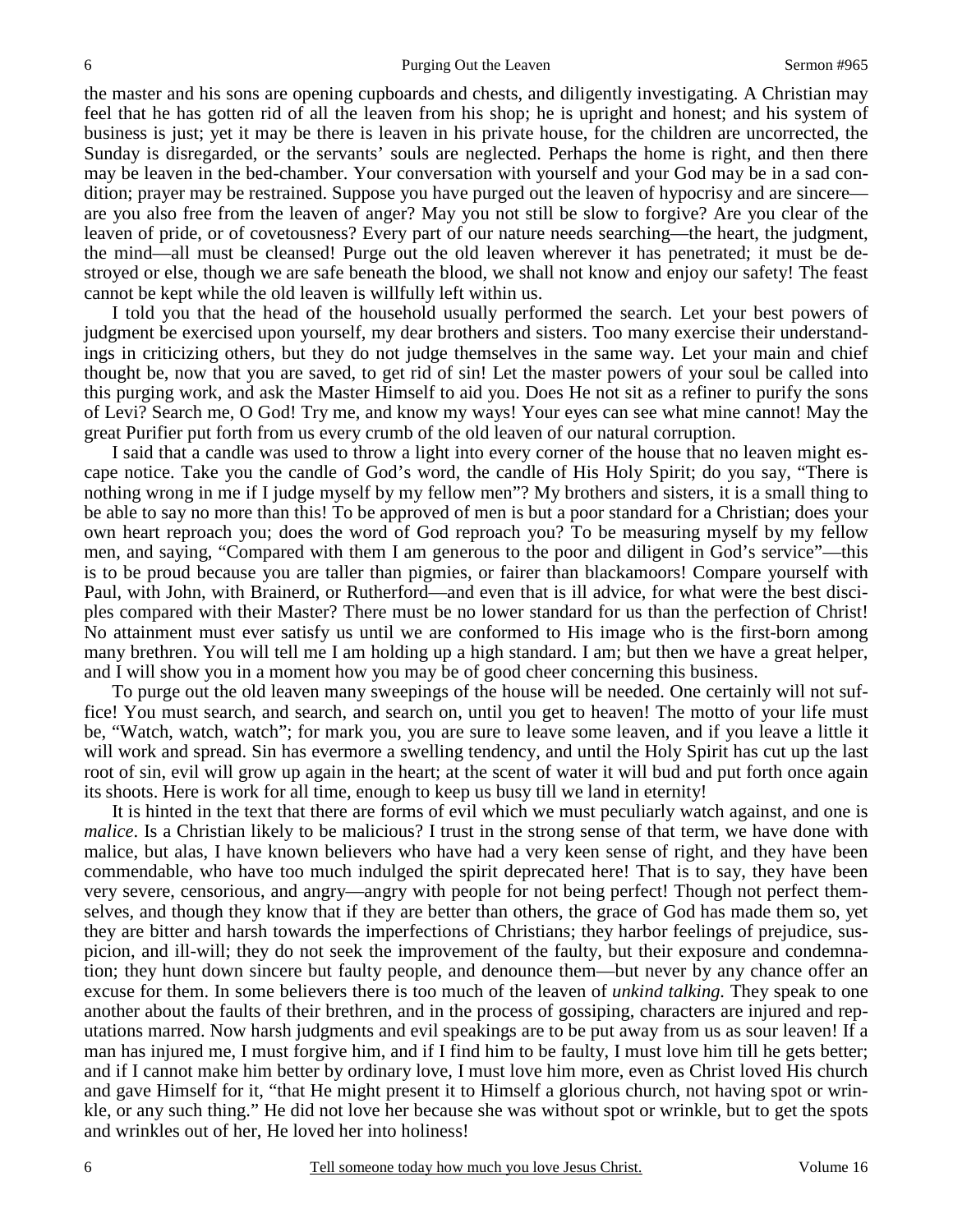the master and his sons are opening cupboards and chests, and diligently investigating. A Christian may feel that he has gotten rid of all the leaven from his shop; he is upright and honest; and his system of business is just; yet it may be there is leaven in his private house, for the children are uncorrected, the Sunday is disregarded, or the servants' souls are neglected. Perhaps the home is right, and then there may be leaven in the bed-chamber. Your conversation with yourself and your God may be in a sad condition; prayer may be restrained. Suppose you have purged out the leaven of hypocrisy and are sincere—are you also free from the leaven of anger? May you not still be slow to forgive? Are you clear of the leaven of pride, or of covetousness? Every part of our nature needs searching—the heart, the judgment, the mind—all must be cleansed! Purge out the old leaven wherever it has penetrated; it must be destroyed or else, though we are safe beneath the blood, we shall not know and enjoy our safety! The feast cannot be kept while the old leaven is willfully left within us.

I told you that the head of the household usually performed the search. Let your best powers of judgment be exercised upon yourself, my dear brothers and sisters. Too many exercise their understandings in criticizing others, but they do not judge themselves in the same way. Let your main and chief thought be, now that you are saved, to get rid of sin! Let the master powers of your soul be called into this purging work, and ask the Master Himself to aid you. Does He not sit as a refiner to purify the sons of Levi? Search me, O God! Try me, and know my ways! Your eyes can see what mine cannot! May the great Purifier put forth from us every crumb of the old leaven of our natural corruption.

I said that a candle was used to throw a light into every corner of the house that no leaven might escape notice. Take you the candle of God's word, the candle of His Holy Spirit; do you say, "There is nothing wrong in me if I judge myself by my fellow men"? My brothers and sisters, it is a small thing to be able to say no more than this! To be approved of men is but a poor standard for a Christian; does your own heart reproach you; does the word of God reproach you? To be measuring myself by my fellow men, and saying, "Compared with them I am generous to the poor and diligent in God's service"—this is to be proud because you are taller than pigmies, or fairer than blackamoors! Compare yourself with Paul, with John, with Brainerd, or Rutherford—and even that is ill advice, for what were the best disciples compared with their Master? There must be no lower standard for us than the perfection of Christ! No attainment must ever satisfy us until we are conformed to His image who is the first-born among many brethren. You will tell me I am holding up a high standard. I am; but then we have a great helper, and I will show you in a moment how you may be of good cheer concerning this business.

To purge out the old leaven many sweepings of the house will be needed. One certainly will not suffice! You must search, and search, and search on, until you get to heaven! The motto of your life must be, "Watch, watch, watch"; for mark you, you are sure to leave some leaven, and if you leave a little it will work and spread. Sin has evermore a swelling tendency, and until the Holy Spirit has cut up the last root of sin, evil will grow up again in the heart; at the scent of water it will bud and put forth once again its shoots. Here is work for all time, enough to keep us busy till we land in eternity!

It is hinted in the text that there are forms of evil which we must peculiarly watch against, and one is *malice*. Is a Christian likely to be malicious? I trust in the strong sense of that term, we have done with malice, but alas, I have known believers who have had a very keen sense of right, and they have been commendable, who have too much indulged the spirit deprecated here! That is to say, they have been very severe, censorious, and angry—angry with people for not being perfect! Though not perfect themselves, and though they know that if they are better than others, the grace of God has made them so, yet they are bitter and harsh towards the imperfections of Christians; they harbor feelings of prejudice, suspicion, and ill-will; they do not seek the improvement of the faulty, but their exposure and condemnation; they hunt down sincere but faulty people, and denounce them—but never by any chance offer an excuse for them. In some believers there is too much of the leaven of *unkind talking.* They speak to one another about the faults of their brethren, and in the process of gossiping, characters are injured and reputations marred. Now harsh judgments and evil speakings are to be put away from us as sour leaven! If a man has injured me, I must forgive him, and if I find him to be faulty, I must love him till he gets better; and if I cannot make him better by ordinary love, I must love him more, even as Christ loved His church and gave Himself for it, "that He might present it to Himself a glorious church, not having spot or wrinkle, or any such thing." He did not love her because she was without spot or wrinkle, but to get the spots and wrinkles out of her, He loved her into holiness!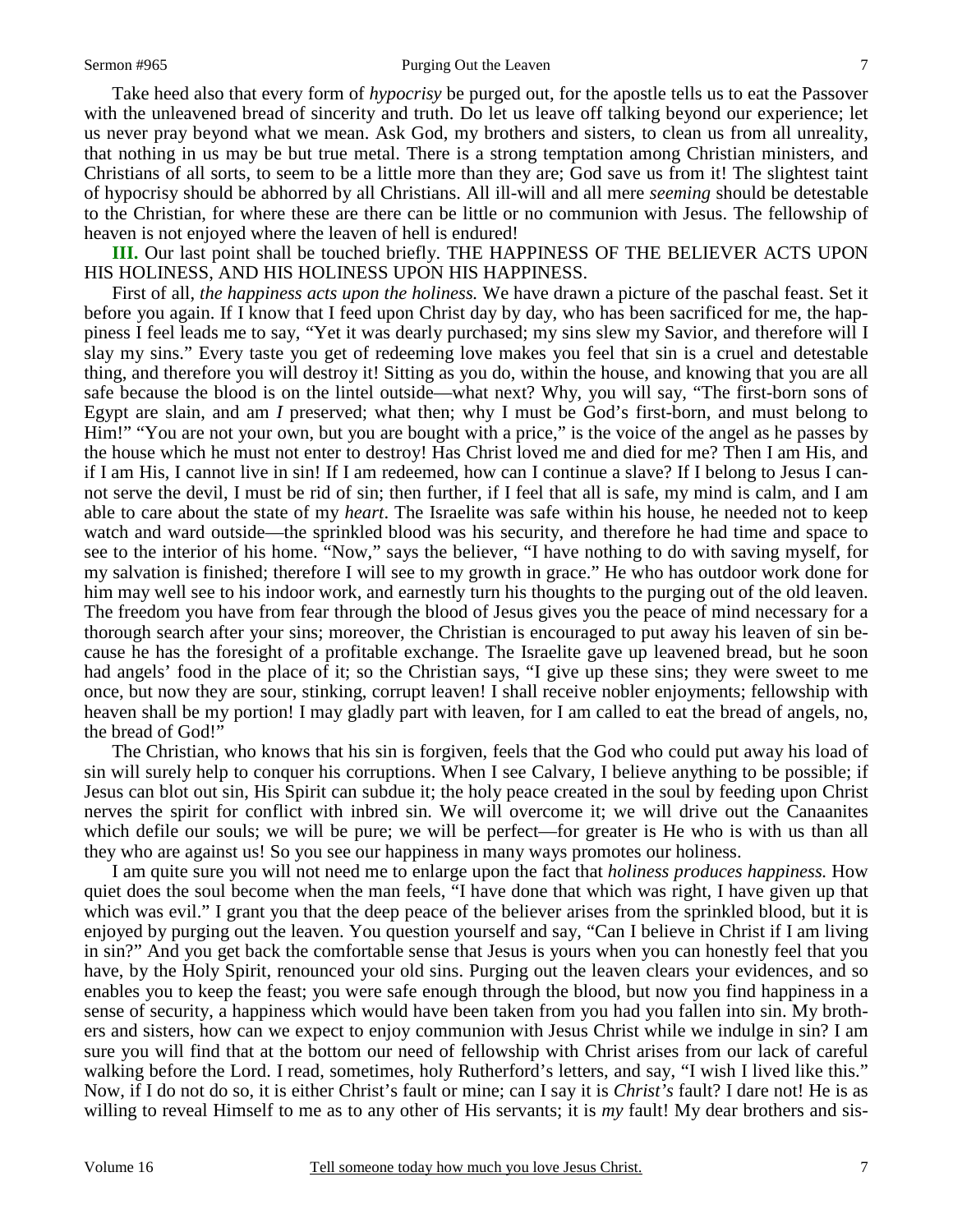Take heed also that every form of *hypocrisy* be purged out, for the apostle tells us to eat the Passover with the unleavened bread of sincerity and truth. Do let us leave off talking beyond our experience; let us never pray beyond what we mean. Ask God, my brothers and sisters, to clean us from all unreality, that nothing in us may be but true metal. There is a strong temptation among Christian ministers, and Christians of all sorts, to seem to be a little more than they are; God save us from it! The slightest taint of hypocrisy should be abhorred by all Christians. All ill-will and all mere *seeming* should be detestable to the Christian, for where these are there can be little or no communion with Jesus. The fellowship of heaven is not enjoyed where the leaven of hell is endured!

**III.** Our last point shall be touched briefly. THE HAPPINESS OF THE BELIEVER ACTS UPON HIS HOLINESS, AND HIS HOLINESS UPON HIS HAPPINESS.

First of all, *the happiness acts upon the holiness.* We have drawn a picture of the paschal feast. Set it before you again. If I know that I feed upon Christ day by day, who has been sacrificed for me, the happiness I feel leads me to say, "Yet it was dearly purchased; my sins slew my Savior, and therefore will I slay my sins." Every taste you get of redeeming love makes you feel that sin is a cruel and detestable thing, and therefore you will destroy it! Sitting as you do, within the house, and knowing that you are all safe because the blood is on the lintel outside—what next? Why, you will say, "The first-born sons of Egypt are slain, and am *I* preserved; what then; why I must be God's first-born, and must belong to Him!" "You are not your own, but you are bought with a price," is the voice of the angel as he passes by the house which he must not enter to destroy! Has Christ loved me and died for me? Then I am His, and if I am His, I cannot live in sin! If I am redeemed, how can I continue a slave? If I belong to Jesus I cannot serve the devil, I must be rid of sin; then further, if I feel that all is safe, my mind is calm, and I am able to care about the state of my *heart*. The Israelite was safe within his house, he needed not to keep watch and ward outside—the sprinkled blood was his security, and therefore he had time and space to see to the interior of his home. "Now," says the believer, "I have nothing to do with saving myself, for my salvation is finished; therefore I will see to my growth in grace." He who has outdoor work done for him may well see to his indoor work, and earnestly turn his thoughts to the purging out of the old leaven. The freedom you have from fear through the blood of Jesus gives you the peace of mind necessary for a thorough search after your sins; moreover, the Christian is encouraged to put away his leaven of sin because he has the foresight of a profitable exchange. The Israelite gave up leavened bread, but he soon had angels' food in the place of it; so the Christian says, "I give up these sins; they were sweet to me once, but now they are sour, stinking, corrupt leaven! I shall receive nobler enjoyments; fellowship with heaven shall be my portion! I may gladly part with leaven, for I am called to eat the bread of angels, no, the bread of God!"

The Christian, who knows that his sin is forgiven, feels that the God who could put away his load of sin will surely help to conquer his corruptions. When I see Calvary, I believe anything to be possible; if Jesus can blot out sin, His Spirit can subdue it; the holy peace created in the soul by feeding upon Christ nerves the spirit for conflict with inbred sin. We will overcome it; we will drive out the Canaanites which defile our souls; we will be pure; we will be perfect—for greater is He who is with us than all they who are against us! So you see our happiness in many ways promotes our holiness.

I am quite sure you will not need me to enlarge upon the fact that *holiness produces happiness.* How quiet does the soul become when the man feels, "I have done that which was right, I have given up that which was evil." I grant you that the deep peace of the believer arises from the sprinkled blood, but it is enjoyed by purging out the leaven. You question yourself and say, "Can I believe in Christ if I am living in sin?" And you get back the comfortable sense that Jesus is yours when you can honestly feel that you have, by the Holy Spirit, renounced your old sins. Purging out the leaven clears your evidences, and so enables you to keep the feast; you were safe enough through the blood, but now you find happiness in a sense of security, a happiness which would have been taken from you had you fallen into sin. My brothers and sisters, how can we expect to enjoy communion with Jesus Christ while we indulge in sin? I am sure you will find that at the bottom our need of fellowship with Christ arises from our lack of careful walking before the Lord. I read, sometimes, holy Rutherford's letters, and say, "I wish I lived like this." Now, if I do not do so, it is either Christ's fault or mine; can I say it is *Christ's* fault? I dare not! He is as willing to reveal Himself to me as to any other of His servants; it is *my* fault! My dear brothers and sis-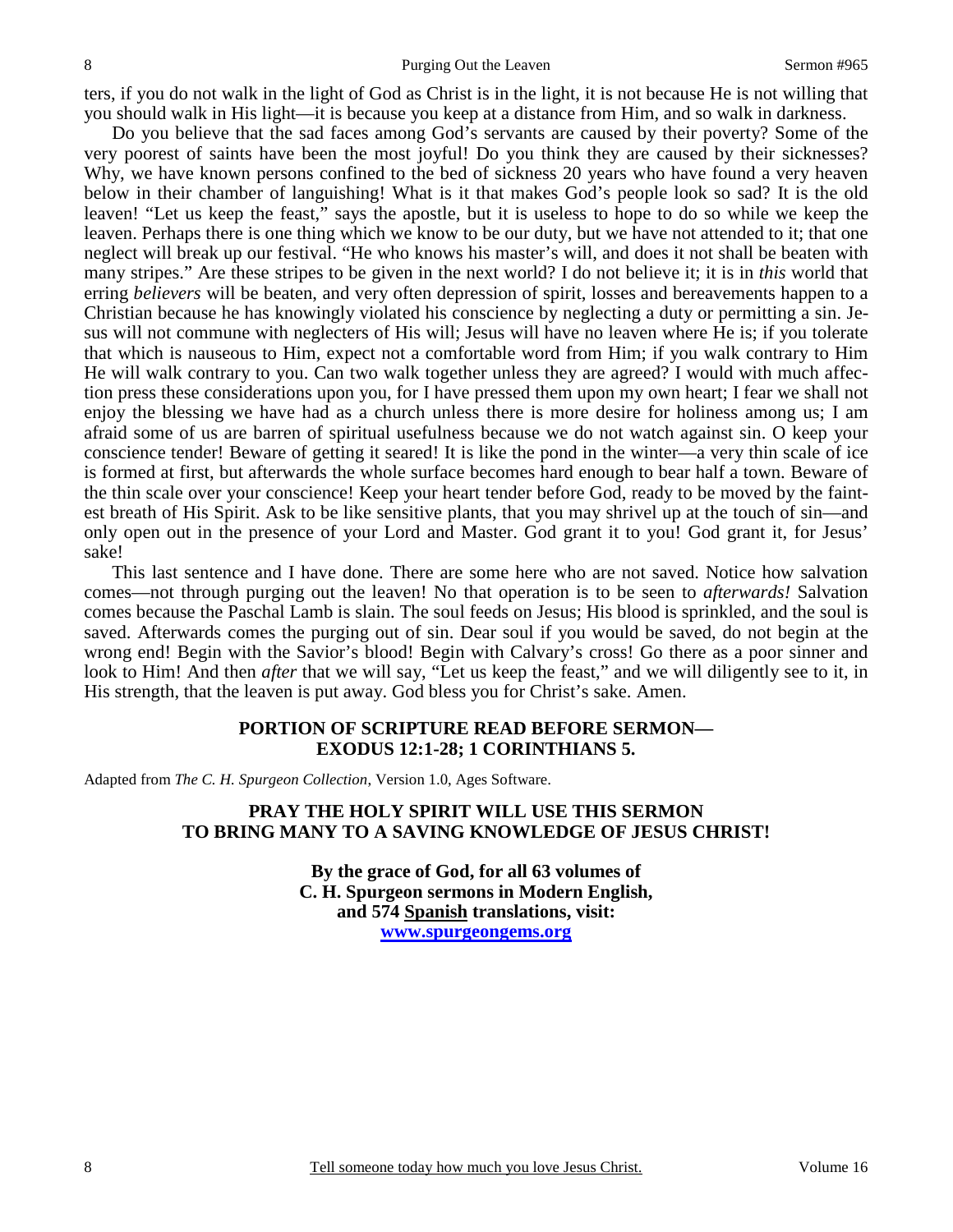ters, if you do not walk in the light of God as Christ is in the light, it is not because He is not willing that you should walk in His light—it is because you keep at a distance from Him, and so walk in darkness.

Do you believe that the sad faces among God's servants are caused by their poverty? Some of the very poorest of saints have been the most joyful! Do you think they are caused by their sicknesses? Why, we have known persons confined to the bed of sickness 20 years who have found a very heaven below in their chamber of languishing! What is it that makes God's people look so sad? It is the old leaven! "Let us keep the feast," says the apostle, but it is useless to hope to do so while we keep the leaven. Perhaps there is one thing which we know to be our duty, but we have not attended to it; that one neglect will break up our festival. "He who knows his master's will, and does it not shall be beaten with many stripes." Are these stripes to be given in the next world? I do not believe it; it is in *this* world that erring *believers* will be beaten, and very often depression of spirit, losses and bereavements happen to a Christian because he has knowingly violated his conscience by neglecting a duty or permitting a sin. Jesus will not commune with neglecters of His will; Jesus will have no leaven where He is; if you tolerate that which is nauseous to Him, expect not a comfortable word from Him; if you walk contrary to Him He will walk contrary to you. Can two walk together unless they are agreed? I would with much affection press these considerations upon you, for I have pressed them upon my own heart; I fear we shall not enjoy the blessing we have had as a church unless there is more desire for holiness among us; I am afraid some of us are barren of spiritual usefulness because we do not watch against sin. O keep your conscience tender! Beware of getting it seared! It is like the pond in the winter—a very thin scale of ice is formed at first, but afterwards the whole surface becomes hard enough to bear half a town. Beware of the thin scale over your conscience! Keep your heart tender before God, ready to be moved by the faintest breath of His Spirit. Ask to be like sensitive plants, that you may shrivel up at the touch of sin—and only open out in the presence of your Lord and Master. God grant it to you! God grant it, for Jesus' sake!

This last sentence and I have done. There are some here who are not saved. Notice how salvation comes—not through purging out the leaven! No that operation is to be seen to *afterwards!* Salvation comes because the Paschal Lamb is slain. The soul feeds on Jesus; His blood is sprinkled, and the soul is saved. Afterwards comes the purging out of sin. Dear soul if you would be saved, do not begin at the wrong end! Begin with the Savior's blood! Begin with Calvary's cross! Go there as a poor sinner and look to Him! And then *after* that we will say, "Let us keep the feast," and we will diligently see to it, in His strength, that the leaven is put away. God bless you for Christ's sake. Amen.

**PORTION OF SCRIPTURE READ BEFORE SERMON—**
**EXODUS 12:1-28; 1 CORINTHIANS 5.**

Adapted from *The C. H. Spurgeon Collection*, Version 1.0, Ages Software.

**PRAY THE HOLY SPIRIT WILL USE THIS SERMON**
**TO BRING MANY TO A SAVING KNOWLEDGE OF JESUS CHRIST!**

**By the grace of God, for all 63 volumes of**
**C. H. Spurgeon sermons in Modern English,**
**and 574 Spanish translations, visit:**
**www.spurgeongems.org**